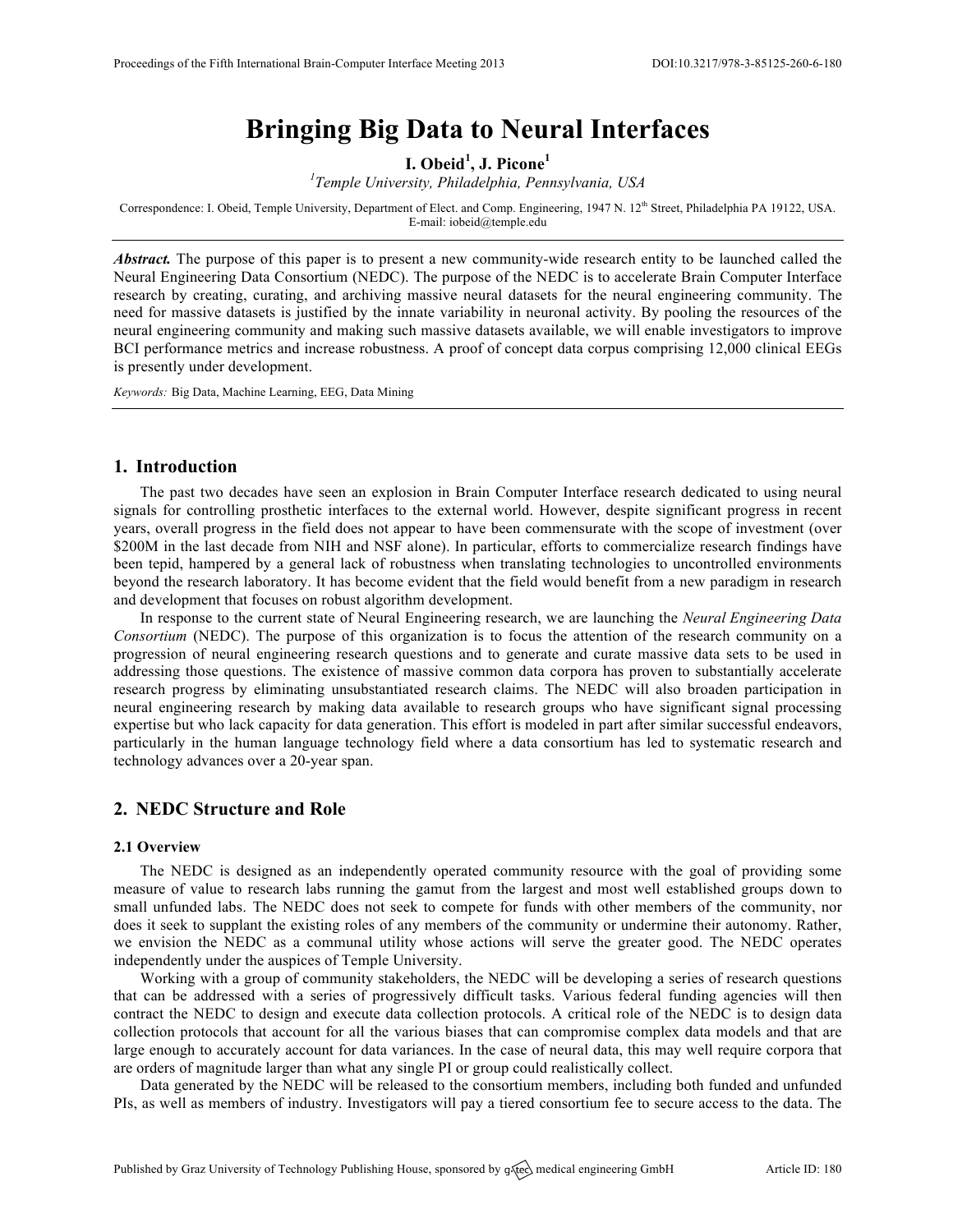# Bringing Big Data to Neural Interfaces

**I. Obeid[1], J. Picone[1]**

[1]*Temple University, Philadelphia, Pennsylvania, USA*

Correspondence: I. Obeid, Temple University, Department of Elect. and Comp. Engineering, 1947 N. 12th Street, Philadelphia PA 19122, USA. E-mail: iobeid@temple.edu

***Abstract.*** The purpose of this paper is to present a new community-wide research entity to be launched called the Neural Engineering Data Consortium (NEDC). The purpose of the NEDC is to accelerate Brain Computer Interface research by creating, curating, and archiving massive neural datasets for the neural engineering community. The need for massive datasets is justified by the innate variability in neuronal activity. By pooling the resources of the neural engineering community and making such massive datasets available, we will enable investigators to improve BCI performance metrics and increase robustness. A proof of concept data corpus comprising 12,000 clinical EEGs is presently under development.

*Keywords:* Big Data, Machine Learning, EEG, Data Mining

## 1. Introduction

The past two decades have seen an explosion in Brain Computer Interface research dedicated to using neural signals for controlling prosthetic interfaces to the external world. However, despite significant progress in recent years, overall progress in the field does not appear to have been commensurate with the scope of investment (over $200M in the last decade from NIH and NSF alone). In particular, efforts to commercialize research findings have been tepid, hampered by a general lack of robustness when translating technologies to uncontrolled environments beyond the research laboratory. It has become evident that the field would benefit from a new paradigm in research and development that focuses on robust algorithm development.

In response to the current state of Neural Engineering research, we are launching the *Neural Engineering Data Consortium* (NEDC). The purpose of this organization is to focus the attention of the research community on a progression of neural engineering research questions and to generate and curate massive data sets to be used in addressing those questions. The existence of massive common data corpora has proven to substantially accelerate research progress by eliminating unsubstantiated research claims. The NEDC will also broaden participation in neural engineering research by making data available to research groups who have significant signal processing expertise but who lack capacity for data generation. This effort is modeled in part after similar successful endeavors, particularly in the human language technology field where a data consortium has led to systematic research and technology advances over a 20-year span.

## 2. NEDC Structure and Role

### 2.1 Overview

The NEDC is designed as an independently operated community resource with the goal of providing some measure of value to research labs running the gamut from the largest and most well established groups down to small unfunded labs. The NEDC does not seek to compete for funds with other members of the community, nor does it seek to supplant the existing roles of any members of the community or undermine their autonomy. Rather, we envision the NEDC as a communal utility whose actions will serve the greater good. The NEDC operates independently under the auspices of Temple University.

Working with a group of community stakeholders, the NEDC will be developing a series of research questions that can be addressed with a series of progressively difficult tasks. Various federal funding agencies will then contract the NEDC to design and execute data collection protocols. A critical role of the NEDC is to design data collection protocols that account for all the various biases that can compromise complex data models and that are large enough to accurately account for data variances. In the case of neural data, this may well require corpora that are orders of magnitude larger than what any single PI or group could realistically collect.

Data generated by the NEDC will be released to the consortium members, including both funded and unfunded PIs, as well as members of industry. Investigators will pay a tiered consortium fee to secure access to the data. The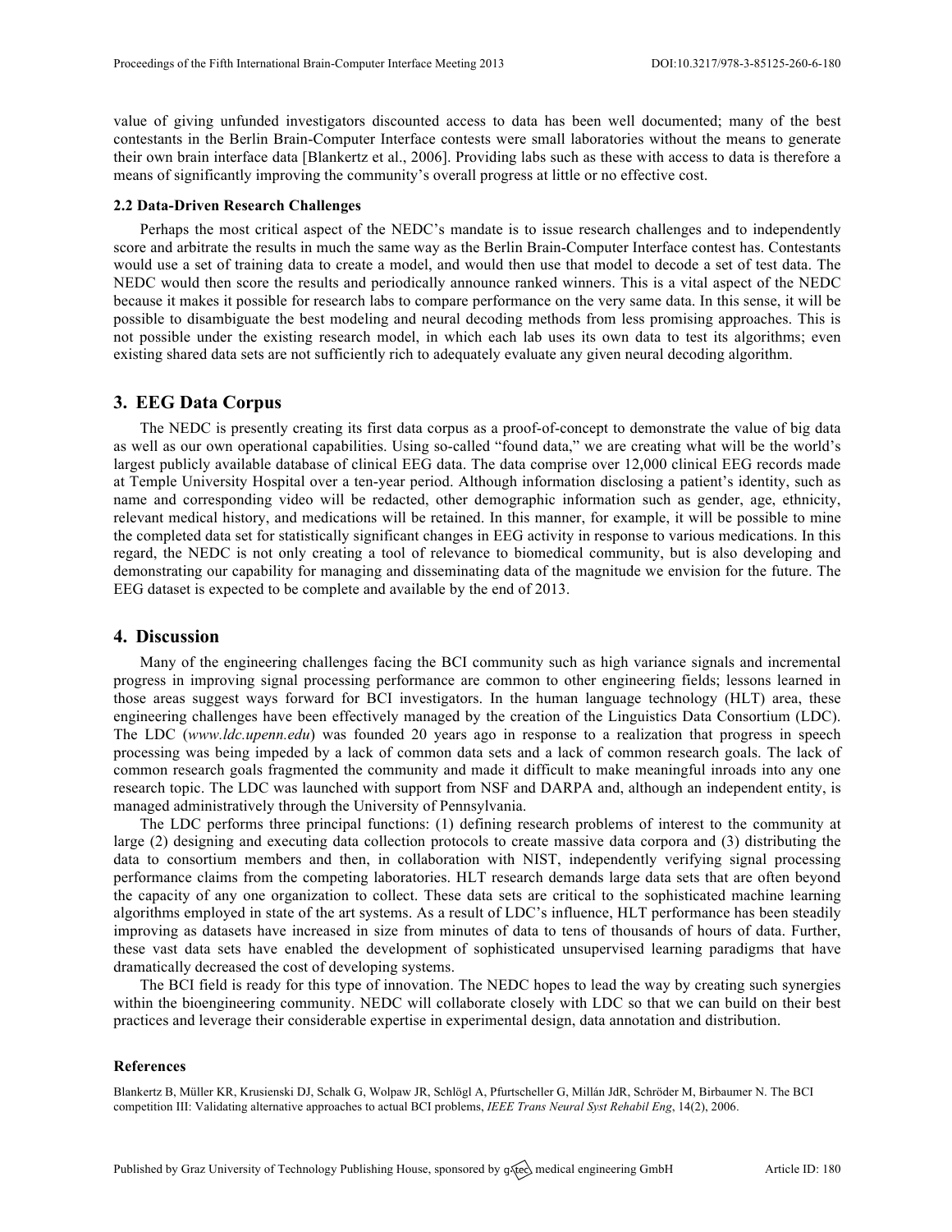value of giving unfunded investigators discounted access to data has been well documented; many of the best contestants in the Berlin Brain-Computer Interface contests were small laboratories without the means to generate their own brain interface data [Blankertz et al., 2006]. Providing labs such as these with access to data is therefore a means of significantly improving the community's overall progress at little or no effective cost.

### 2.2 Data-Driven Research Challenges

Perhaps the most critical aspect of the NEDC's mandate is to issue research challenges and to independently score and arbitrate the results in much the same way as the Berlin Brain-Computer Interface contest has. Contestants would use a set of training data to create a model, and would then use that model to decode a set of test data. The NEDC would then score the results and periodically announce ranked winners. This is a vital aspect of the NEDC because it makes it possible for research labs to compare performance on the very same data. In this sense, it will be possible to disambiguate the best modeling and neural decoding methods from less promising approaches. This is not possible under the existing research model, in which each lab uses its own data to test its algorithms; even existing shared data sets are not sufficiently rich to adequately evaluate any given neural decoding algorithm.

## 3. EEG Data Corpus

The NEDC is presently creating its first data corpus as a proof-of-concept to demonstrate the value of big data as well as our own operational capabilities. Using so-called "found data," we are creating what will be the world's largest publicly available database of clinical EEG data. The data comprise over 12,000 clinical EEG records made at Temple University Hospital over a ten-year period. Although information disclosing a patient's identity, such as name and corresponding video will be redacted, other demographic information such as gender, age, ethnicity, relevant medical history, and medications will be retained. In this manner, for example, it will be possible to mine the completed data set for statistically significant changes in EEG activity in response to various medications. In this regard, the NEDC is not only creating a tool of relevance to biomedical community, but is also developing and demonstrating our capability for managing and disseminating data of the magnitude we envision for the future. The EEG dataset is expected to be complete and available by the end of 2013.

## 4. Discussion

Many of the engineering challenges facing the BCI community such as high variance signals and incremental progress in improving signal processing performance are common to other engineering fields; lessons learned in those areas suggest ways forward for BCI investigators. In the human language technology (HLT) area, these engineering challenges have been effectively managed by the creation of the Linguistics Data Consortium (LDC). The LDC (*www.ldc.upenn.edu*) was founded 20 years ago in response to a realization that progress in speech processing was being impeded by a lack of common data sets and a lack of common research goals. The lack of common research goals fragmented the community and made it difficult to make meaningful inroads into any one research topic. The LDC was launched with support from NSF and DARPA and, although an independent entity, is managed administratively through the University of Pennsylvania.

The LDC performs three principal functions: (1) defining research problems of interest to the community at large (2) designing and executing data collection protocols to create massive data corpora and (3) distributing the data to consortium members and then, in collaboration with NIST, independently verifying signal processing performance claims from the competing laboratories. HLT research demands large data sets that are often beyond the capacity of any one organization to collect. These data sets are critical to the sophisticated machine learning algorithms employed in state of the art systems. As a result of LDC's influence, HLT performance has been steadily improving as datasets have increased in size from minutes of data to tens of thousands of hours of data. Further, these vast data sets have enabled the development of sophisticated unsupervised learning paradigms that have dramatically decreased the cost of developing systems.

The BCI field is ready for this type of innovation. The NEDC hopes to lead the way by creating such synergies within the bioengineering community. NEDC will collaborate closely with LDC so that we can build on their best practices and leverage their considerable expertise in experimental design, data annotation and distribution.

### References

Blankertz B, Müller KR, Krusienski DJ, Schalk G, Wolpaw JR, Schlögl A, Pfurtscheller G, Millán JdR, Schröder M, Birbaumer N. The BCI competition III: Validating alternative approaches to actual BCI problems, *IEEE Trans Neural Syst Rehabil Eng*, 14(2), 2006.